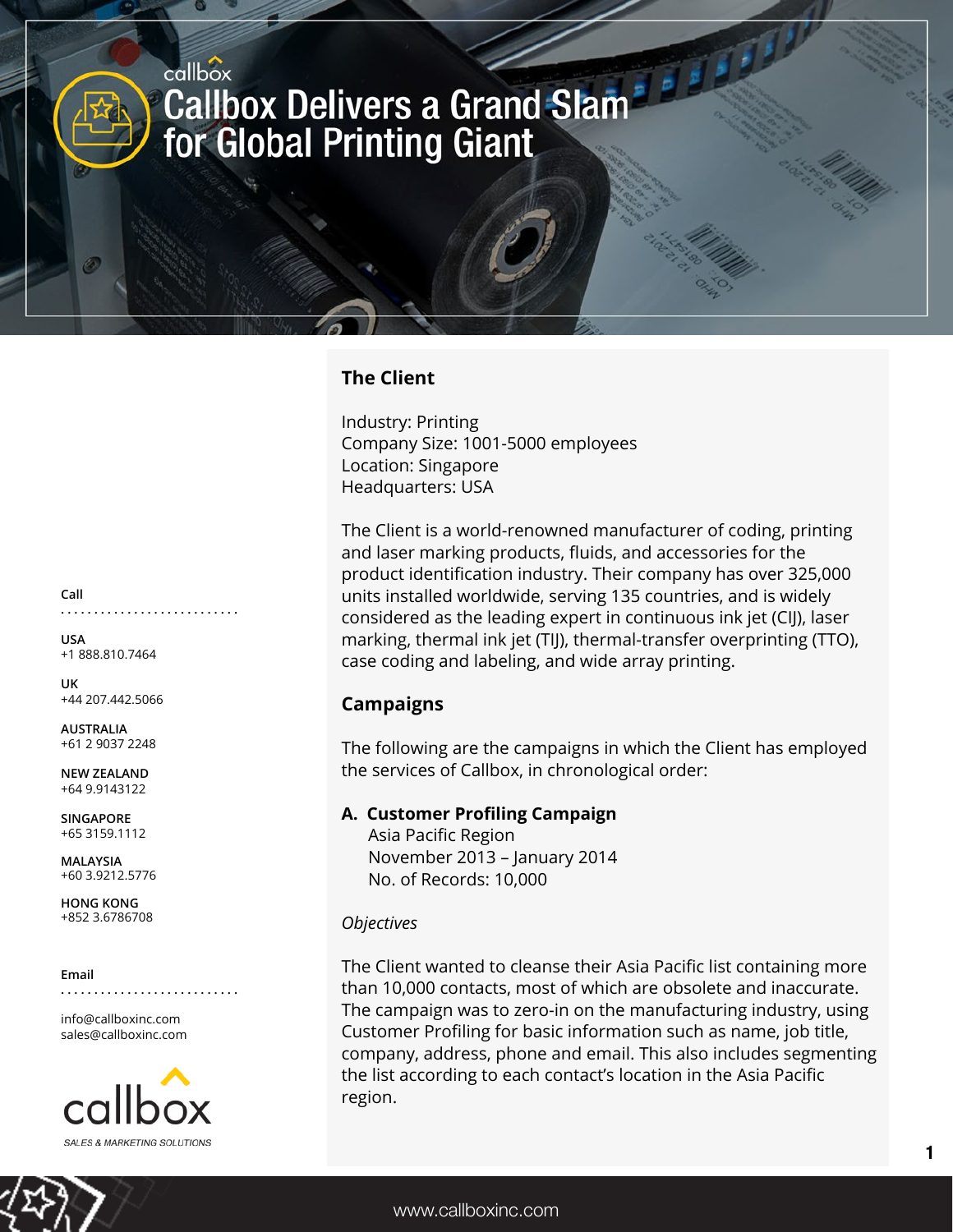callbox

# Callbox Delivers a Grand Slam for Global Printing Giant

## The Client

Industry: Printing
Company Size: 1001-5000 employees
Location: Singapore
Headquarters: USA

The Client is a world-renowned manufacturer of coding, printing and laser marking products, fluids, and accessories for the product identification industry. Their company has over 325,000 units installed worldwide, serving 135 countries, and is widely considered as the leading expert in continuous ink jet (CIJ), laser marking, thermal ink jet (TIJ), thermal-transfer overprinting (TTO), case coding and labeling, and wide array printing.

## Campaigns

The following are the campaigns in which the Client has employed the services of Callbox, in chronological order:

### A. Customer Profiling Campaign

Asia Pacific Region
November 2013 – January 2014
No. of Records: 10,000

*Objectives*

The Client wanted to cleanse their Asia Pacific list containing more than 10,000 contacts, most of which are obsolete and inaccurate. The campaign was to zero-in on the manufacturing industry, using Customer Profiling for basic information such as name, job title, company, address, phone and email. This also includes segmenting the list according to each contact's location in the Asia Pacific region.

**Call**

**USA**
+1 888.810.7464

**UK**
+44 207.442.5066

**AUSTRALIA**
+61 2 9037 2248

**NEW ZEALAND**
+64 9.9143122

**SINGAPORE**
+65 3159.1112

**MALAYSIA**
+60 3.9212.5776

**HONG KONG**
+852 3.6786708

**Email**

info@callboxinc.com
sales@callboxinc.com

callbox
SALES & MARKETING SOLUTIONS

www.callboxinc.com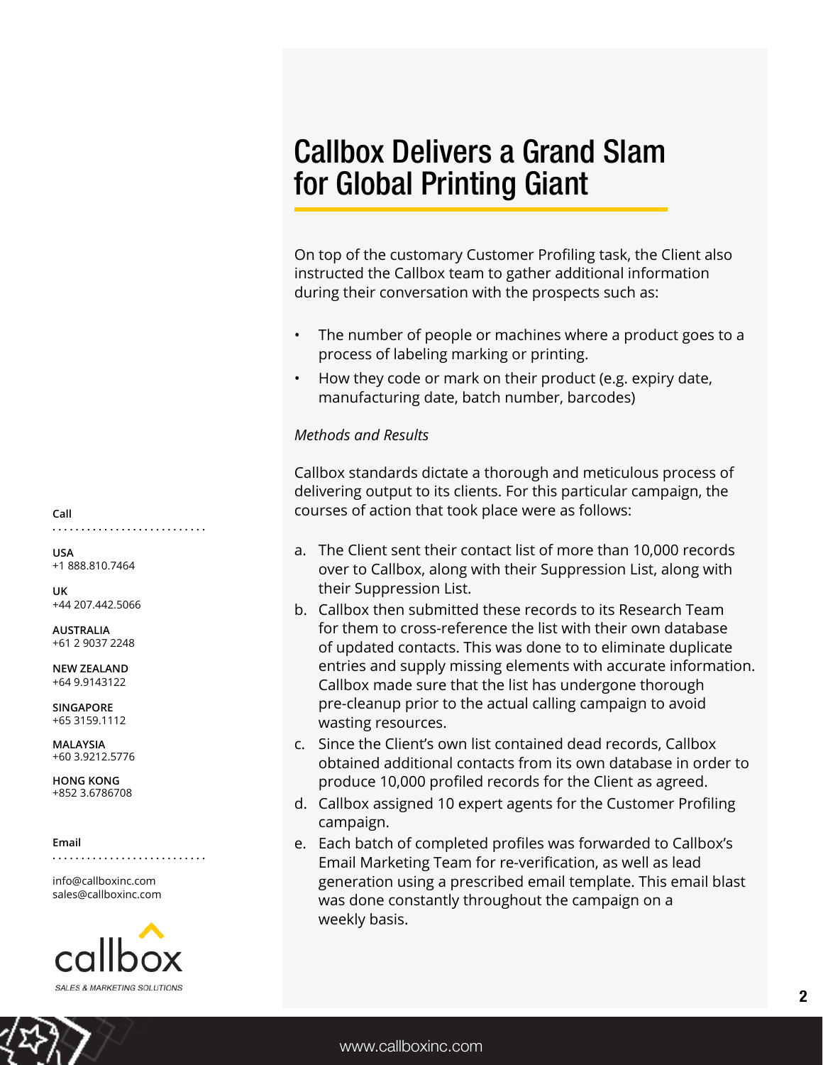# Callbox Delivers a Grand Slam for Global Printing Giant

On top of the customary Customer Profiling task, the Client also instructed the Callbox team to gather additional information during their conversation with the prospects such as:

- The number of people or machines where a product goes to a process of labeling marking or printing.
- How they code or mark on their product (e.g. expiry date, manufacturing date, batch number, barcodes)

*Methods and Results*

Callbox standards dictate a thorough and meticulous process of delivering output to its clients. For this particular campaign, the courses of action that took place were as follows:

a. The Client sent their contact list of more than 10,000 records over to Callbox, along with their Suppression List, along with their Suppression List.
b. Callbox then submitted these records to its Research Team for them to cross-reference the list with their own database of updated contacts. This was done to to eliminate duplicate entries and supply missing elements with accurate information. Callbox made sure that the list has undergone thorough pre-cleanup prior to the actual calling campaign to avoid wasting resources.
c. Since the Client's own list contained dead records, Callbox obtained additional contacts from its own database in order to produce 10,000 profiled records for the Client as agreed.
d. Callbox assigned 10 expert agents for the Customer Profiling campaign.
e. Each batch of completed profiles was forwarded to Callbox's Email Marketing Team for re-verification, as well as lead generation using a prescribed email template. This email blast was done constantly throughout the campaign on a weekly basis.

**Call**

**USA**
+1 888.810.7464

**UK**
+44 207.442.5066

**AUSTRALIA**
+61 2 9037 2248

**NEW ZEALAND**
+64 9.9143122

**SINGAPORE**
+65 3159.1112

**MALAYSIA**
+60 3.9212.5776

**HONG KONG**
+852 3.6786708

**Email**

info@callboxinc.com
sales@callboxinc.com

callbox
SALES & MARKETING SOLUTIONS

www.callboxinc.com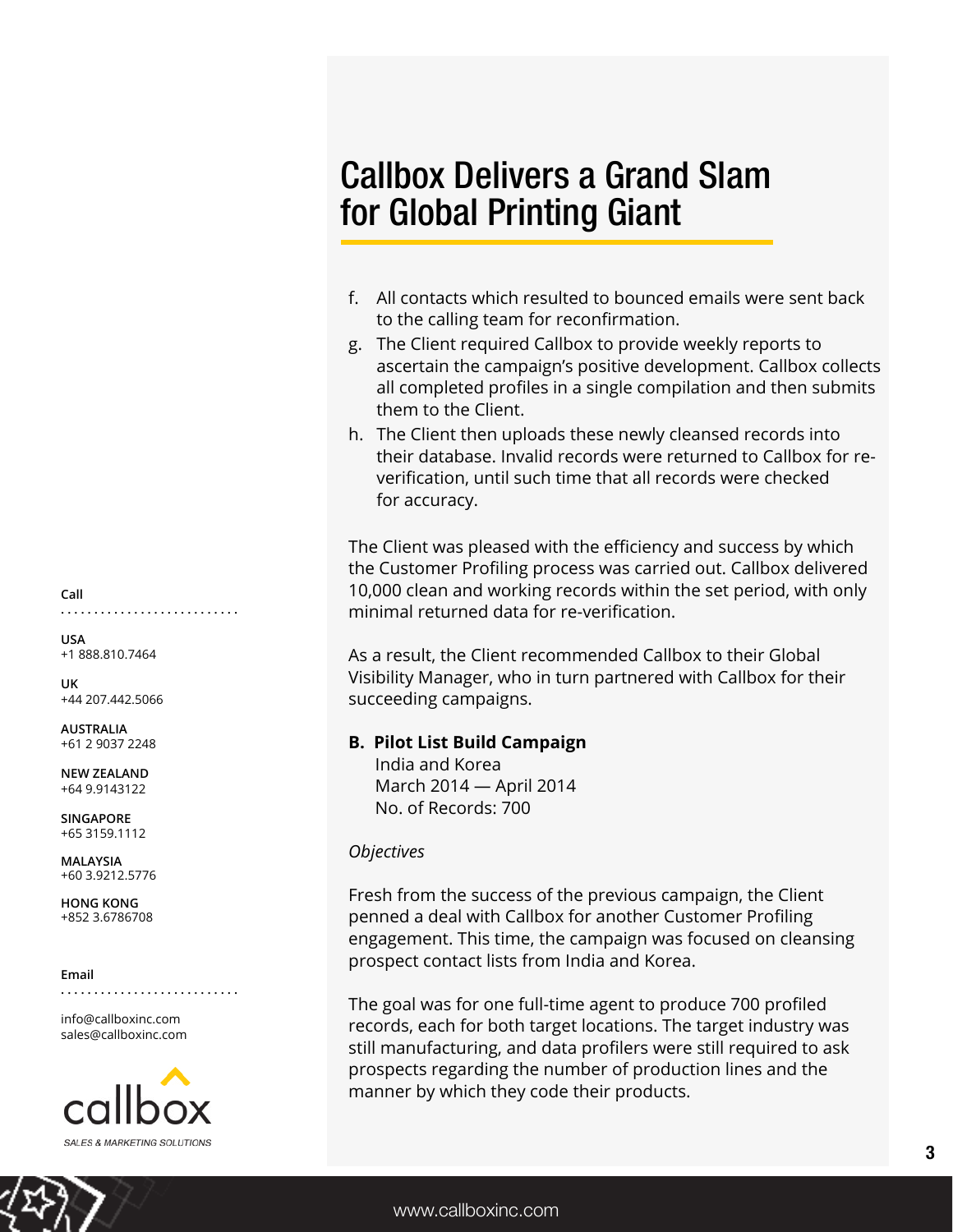# Callbox Delivers a Grand Slam for Global Printing Giant

f. All contacts which resulted to bounced emails were sent back to the calling team for reconfirmation.
g. The Client required Callbox to provide weekly reports to ascertain the campaign's positive development. Callbox collects all completed profiles in a single compilation and then submits them to the Client.
h. The Client then uploads these newly cleansed records into their database. Invalid records were returned to Callbox for re-verification, until such time that all records were checked for accuracy.

The Client was pleased with the efficiency and success by which the Customer Profiling process was carried out. Callbox delivered 10,000 clean and working records within the set period, with only minimal returned data for re-verification.

As a result, the Client recommended Callbox to their Global Visibility Manager, who in turn partnered with Callbox for their succeeding campaigns.

**B. Pilot List Build Campaign**
India and Korea
March 2014 — April 2014
No. of Records: 700

*Objectives*

Fresh from the success of the previous campaign, the Client penned a deal with Callbox for another Customer Profiling engagement. This time, the campaign was focused on cleansing prospect contact lists from India and Korea.

The goal was for one full-time agent to produce 700 profiled records, each for both target locations. The target industry was still manufacturing, and data profilers were still required to ask prospects regarding the number of production lines and the manner by which they code their products.

**Call**

**USA**
+1 888.810.7464

**UK**
+44 207.442.5066

**AUSTRALIA**
+61 2 9037 2248

**NEW ZEALAND**
+64 9.9143122

**SINGAPORE**
+65 3159.1112

**MALAYSIA**
+60 3.9212.5776

**HONG KONG**
+852 3.6786708

**Email**

info@callboxinc.com
sales@callboxinc.com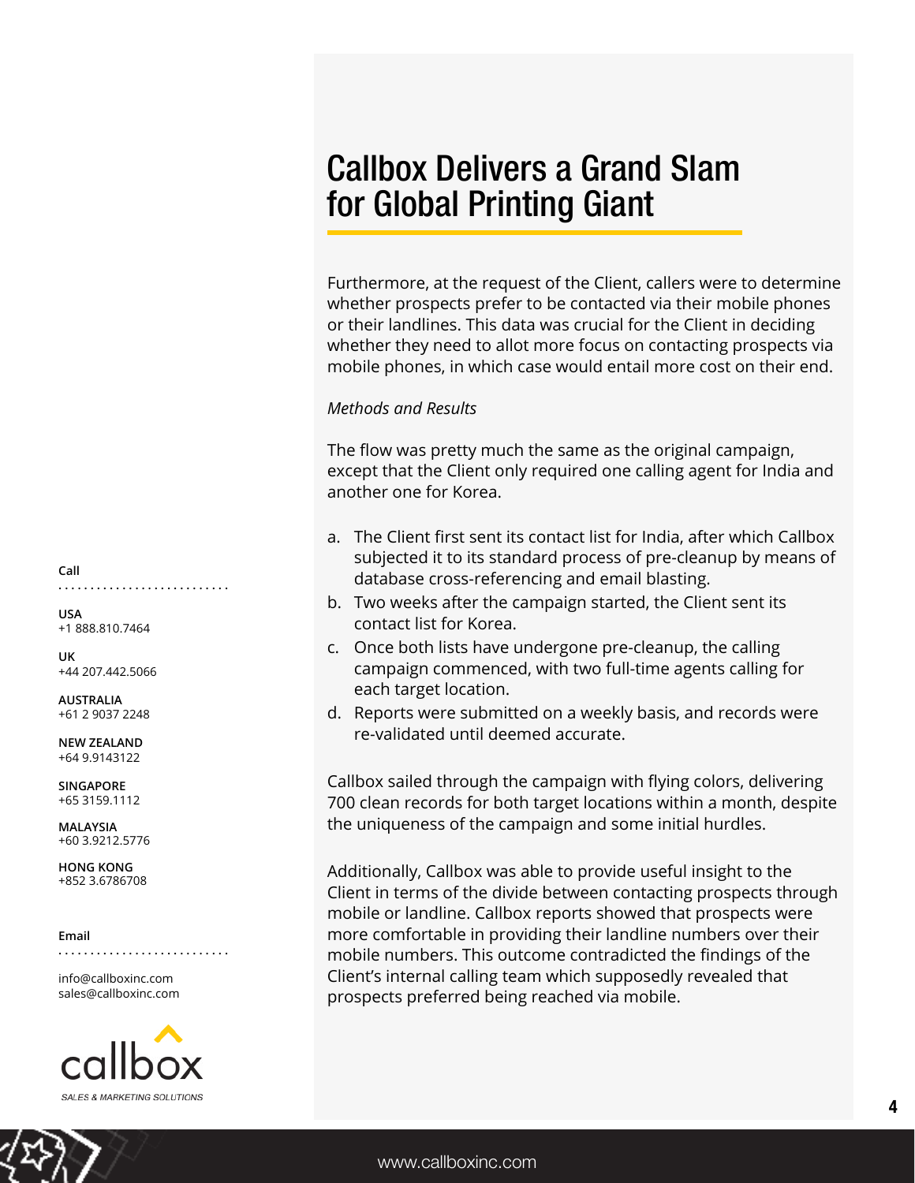# Callbox Delivers a Grand Slam for Global Printing Giant

Furthermore, at the request of the Client, callers were to determine whether prospects prefer to be contacted via their mobile phones or their landlines. This data was crucial for the Client in deciding whether they need to allot more focus on contacting prospects via mobile phones, in which case would entail more cost on their end.

*Methods and Results*

The flow was pretty much the same as the original campaign, except that the Client only required one calling agent for India and another one for Korea.

a. The Client first sent its contact list for India, after which Callbox subjected it to its standard process of pre-cleanup by means of database cross-referencing and email blasting.
b. Two weeks after the campaign started, the Client sent its contact list for Korea.
c. Once both lists have undergone pre-cleanup, the calling campaign commenced, with two full-time agents calling for each target location.
d. Reports were submitted on a weekly basis, and records were re-validated until deemed accurate.

Callbox sailed through the campaign with flying colors, delivering 700 clean records for both target locations within a month, despite the uniqueness of the campaign and some initial hurdles.

Additionally, Callbox was able to provide useful insight to the Client in terms of the divide between contacting prospects through mobile or landline. Callbox reports showed that prospects were more comfortable in providing their landline numbers over their mobile numbers. This outcome contradicted the findings of the Client's internal calling team which supposedly revealed that prospects preferred being reached via mobile.

**Call**

**USA**
+1 888.810.7464

**UK**
+44 207.442.5066

**AUSTRALIA**
+61 2 9037 2248

**NEW ZEALAND**
+64 9.9143122

**SINGAPORE**
+65 3159.1112

**MALAYSIA**
+60 3.9212.5776

**HONG KONG**
+852 3.6786708

**Email**

info@callboxinc.com
sales@callboxinc.com

callbox
SALES & MARKETING SOLUTIONS

www.callboxinc.com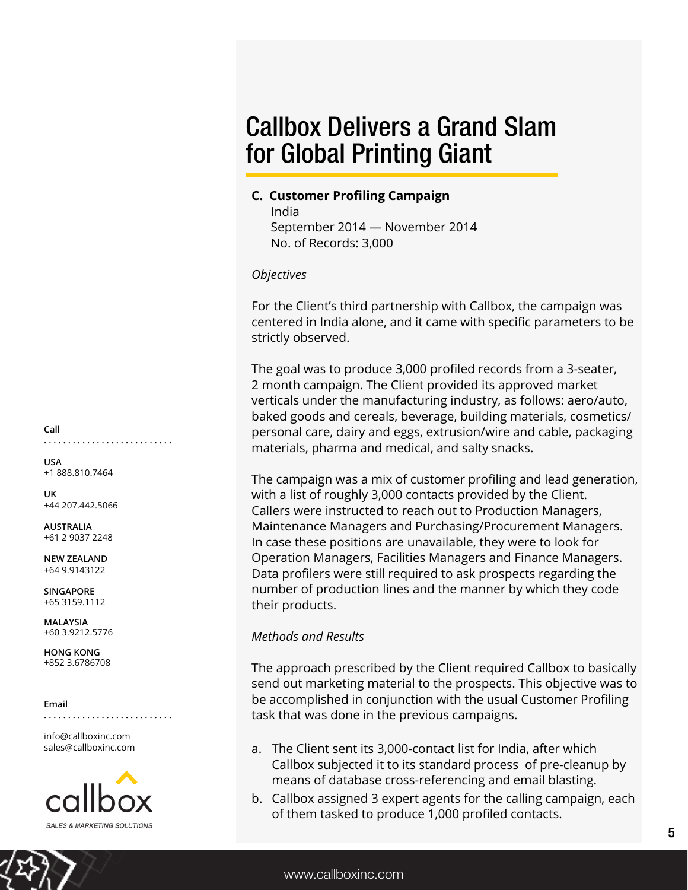# Callbox Delivers a Grand Slam for Global Printing Giant

**C. Customer Profiling Campaign**

India
September 2014 — November 2014
No. of Records: 3,000

*Objectives*

For the Client's third partnership with Callbox, the campaign was centered in India alone, and it came with specific parameters to be strictly observed.

The goal was to produce 3,000 profiled records from a 3-seater, 2 month campaign. The Client provided its approved market verticals under the manufacturing industry, as follows: aero/auto, baked goods and cereals, beverage, building materials, cosmetics/personal care, dairy and eggs, extrusion/wire and cable, packaging materials, pharma and medical, and salty snacks.

The campaign was a mix of customer profiling and lead generation, with a list of roughly 3,000 contacts provided by the Client. Callers were instructed to reach out to Production Managers, Maintenance Managers and Purchasing/Procurement Managers. In case these positions are unavailable, they were to look for Operation Managers, Facilities Managers and Finance Managers. Data profilers were still required to ask prospects regarding the number of production lines and the manner by which they code their products.

*Methods and Results*

The approach prescribed by the Client required Callbox to basically send out marketing material to the prospects. This objective was to be accomplished in conjunction with the usual Customer Profiling task that was done in the previous campaigns.

a. The Client sent its 3,000-contact list for India, after which Callbox subjected it to its standard process of pre-cleanup by means of database cross-referencing and email blasting.
b. Callbox assigned 3 expert agents for the calling campaign, each of them tasked to produce 1,000 profiled contacts.

**Call**

**USA**
+1 888.810.7464

**UK**
+44 207.442.5066

**AUSTRALIA**
+61 2 9037 2248

**NEW ZEALAND**
+64 9.9143122

**SINGAPORE**
+65 3159.1112

**MALAYSIA**
+60 3.9212.5776

**HONG KONG**
+852 3.6786708

**Email**

info@callboxinc.com
sales@callboxinc.com

callbox
SALES & MARKETING SOLUTIONS

www.callboxinc.com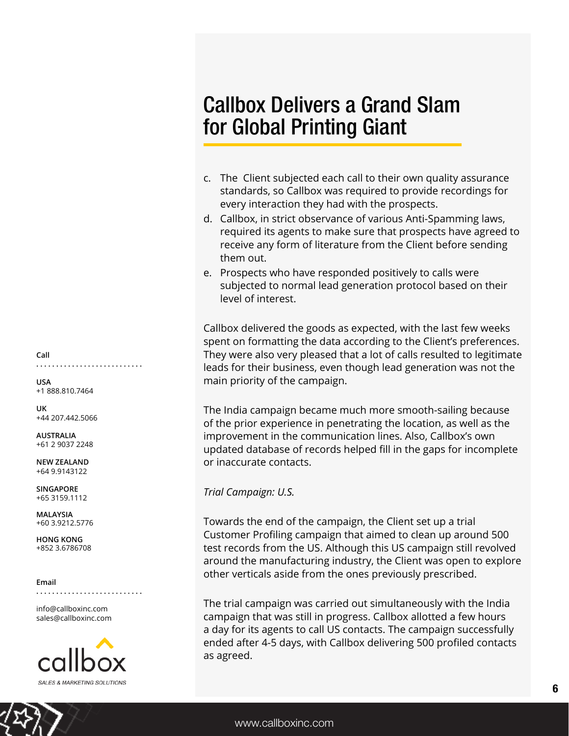# Callbox Delivers a Grand Slam for Global Printing Giant

c. The Client subjected each call to their own quality assurance standards, so Callbox was required to provide recordings for every interaction they had with the prospects.

d. Callbox, in strict observance of various Anti-Spamming laws, required its agents to make sure that prospects have agreed to receive any form of literature from the Client before sending them out.

e. Prospects who have responded positively to calls were subjected to normal lead generation protocol based on their level of interest.

Callbox delivered the goods as expected, with the last few weeks spent on formatting the data according to the Client's preferences. They were also very pleased that a lot of calls resulted to legitimate leads for their business, even though lead generation was not the main priority of the campaign.

The India campaign became much more smooth-sailing because of the prior experience in penetrating the location, as well as the improvement in the communication lines. Also, Callbox's own updated database of records helped fill in the gaps for incomplete or inaccurate contacts.

*Trial Campaign: U.S.*

Towards the end of the campaign, the Client set up a trial Customer Profiling campaign that aimed to clean up around 500 test records from the US. Although this US campaign still revolved around the manufacturing industry, the Client was open to explore other verticals aside from the ones previously prescribed.

The trial campaign was carried out simultaneously with the India campaign that was still in progress. Callbox allotted a few hours a day for its agents to call US contacts. The campaign successfully ended after 4-5 days, with Callbox delivering 500 profiled contacts as agreed.

**Call**

**USA**
+1 888.810.7464

**UK**
+44 207.442.5066

**AUSTRALIA**
+61 2 9037 2248

**NEW ZEALAND**
+64 9.9143122

**SINGAPORE**
+65 3159.1112

**MALAYSIA**
+60 3.9212.5776

**HONG KONG**
+852 3.6786708

**Email**

info@callboxinc.com
sales@callboxinc.com

callbox
SALES & MARKETING SOLUTIONS

www.callboxinc.com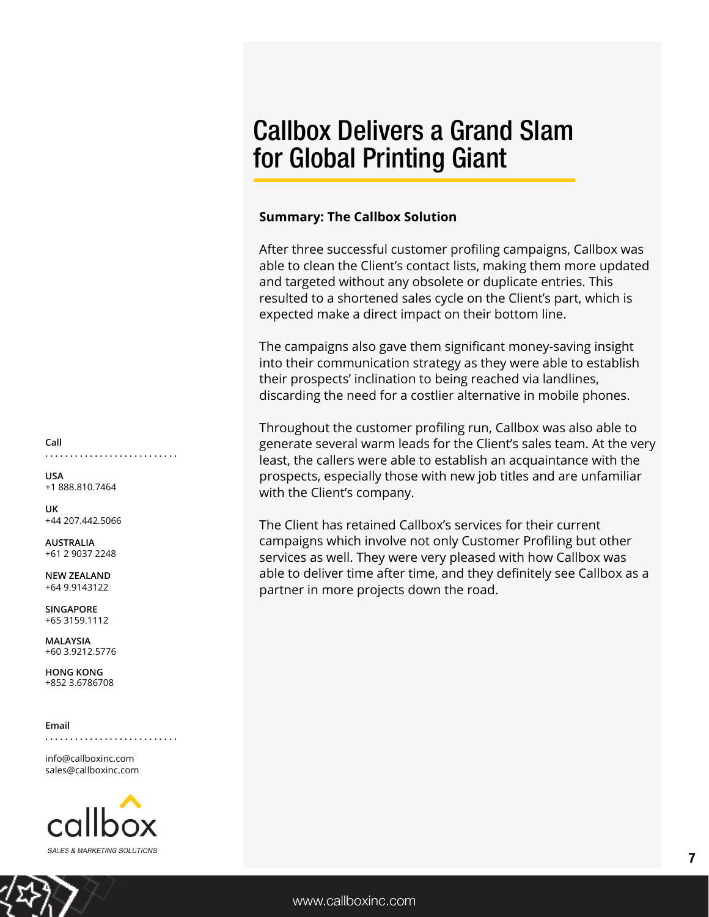# Callbox Delivers a Grand Slam for Global Printing Giant

**Summary: The Callbox Solution**

After three successful customer profiling campaigns, Callbox was able to clean the Client's contact lists, making them more updated and targeted without any obsolete or duplicate entries. This resulted to a shortened sales cycle on the Client's part, which is expected make a direct impact on their bottom line.

The campaigns also gave them significant money-saving insight into their communication strategy as they were able to establish their prospects' inclination to being reached via landlines, discarding the need for a costlier alternative in mobile phones.

Throughout the customer profiling run, Callbox was also able to generate several warm leads for the Client's sales team. At the very least, the callers were able to establish an acquaintance with the prospects, especially those with new job titles and are unfamiliar with the Client's company.

The Client has retained Callbox's services for their current campaigns which involve not only Customer Profiling but other services as well. They were very pleased with how Callbox was able to deliver time after time, and they definitely see Callbox as a partner in more projects down the road.

**Call**

**USA**
+1 888.810.7464

**UK**
+44 207.442.5066

**AUSTRALIA**
+61 2 9037 2248

**NEW ZEALAND**
+64 9.9143122

**SINGAPORE**
+65 3159.1112

**MALAYSIA**
+60 3.9212.5776

**HONG KONG**
+852 3.6786708

**Email**

info@callboxinc.com
sales@callboxinc.com

callbox
SALES & MARKETING SOLUTIONS

www.callboxinc.com